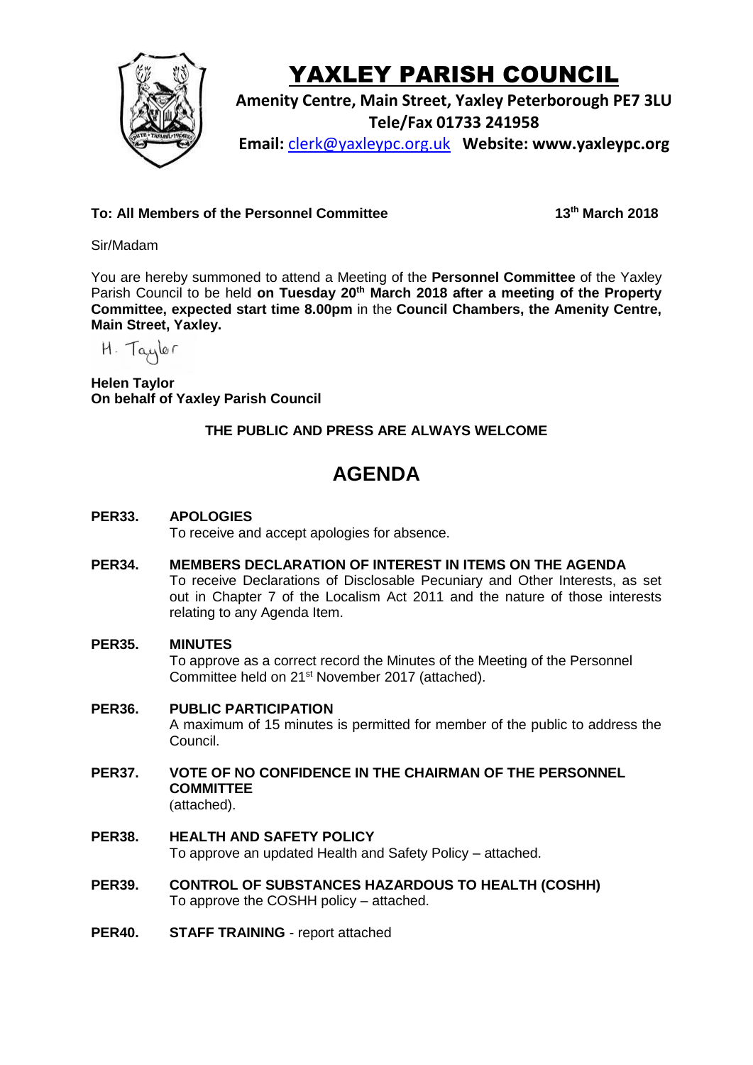# YAXLEY PARISH COUNCIL

**Amenity Centre, Main Street, Yaxley Peterborough PE7 3LU**
**Tele/Fax 01733 241958**
**Email: clerk@yaxleypc.org.uk Website: www.yaxleypc.org**

**To: All Members of the Personnel Committee** **13th March 2018**

Sir/Madam

You are hereby summoned to attend a Meeting of the **Personnel Committee** of the Yaxley Parish Council to be held **on Tuesday 20th March 2018 after a meeting of the Property Committee, expected start time 8.00pm** in the **Council Chambers, the Amenity Centre, Main Street, Yaxley.**

H. Taylor

**Helen Taylor**
**On behalf of Yaxley Parish Council**

**THE PUBLIC AND PRESS ARE ALWAYS WELCOME**

## AGENDA

**PER33. APOLOGIES**
To receive and accept apologies for absence.

**PER34. MEMBERS DECLARATION OF INTEREST IN ITEMS ON THE AGENDA**
To receive Declarations of Disclosable Pecuniary and Other Interests, as set out in Chapter 7 of the Localism Act 2011 and the nature of those interests relating to any Agenda Item.

**PER35. MINUTES**
To approve as a correct record the Minutes of the Meeting of the Personnel Committee held on 21st November 2017 (attached).

**PER36. PUBLIC PARTICIPATION**
A maximum of 15 minutes is permitted for member of the public to address the Council.

**PER37. VOTE OF NO CONFIDENCE IN THE CHAIRMAN OF THE PERSONNEL COMMITTEE**
(attached).

**PER38. HEALTH AND SAFETY POLICY**
To approve an updated Health and Safety Policy – attached.

**PER39. CONTROL OF SUBSTANCES HAZARDOUS TO HEALTH (COSHH)**
To approve the COSHH policy – attached.

**PER40. STAFF TRAINING** - report attached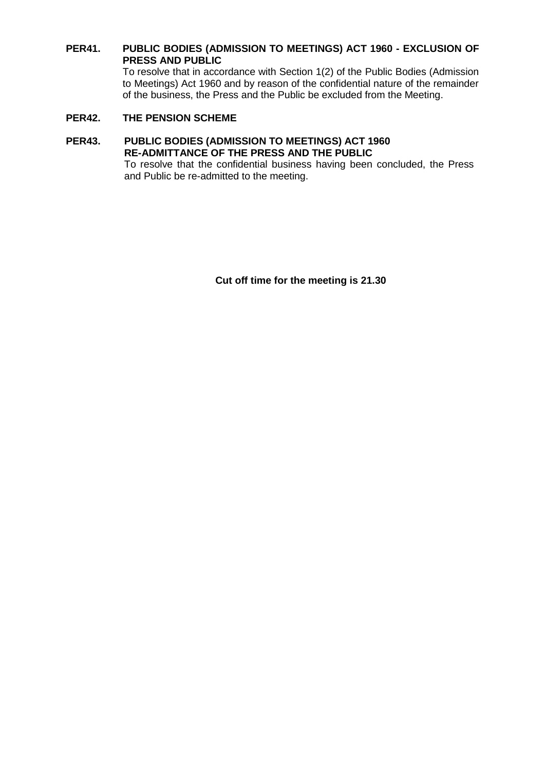**PER41. PUBLIC BODIES (ADMISSION TO MEETINGS) ACT 1960 - EXCLUSION OF PRESS AND PUBLIC**

To resolve that in accordance with Section 1(2) of the Public Bodies (Admission to Meetings) Act 1960 and by reason of the confidential nature of the remainder of the business, the Press and the Public be excluded from the Meeting.

**PER42. THE PENSION SCHEME**

**PER43. PUBLIC BODIES (ADMISSION TO MEETINGS) ACT 1960 RE-ADMITTANCE OF THE PRESS AND THE PUBLIC**

To resolve that the confidential business having been concluded, the Press and Public be re-admitted to the meeting.

**Cut off time for the meeting is 21.30**